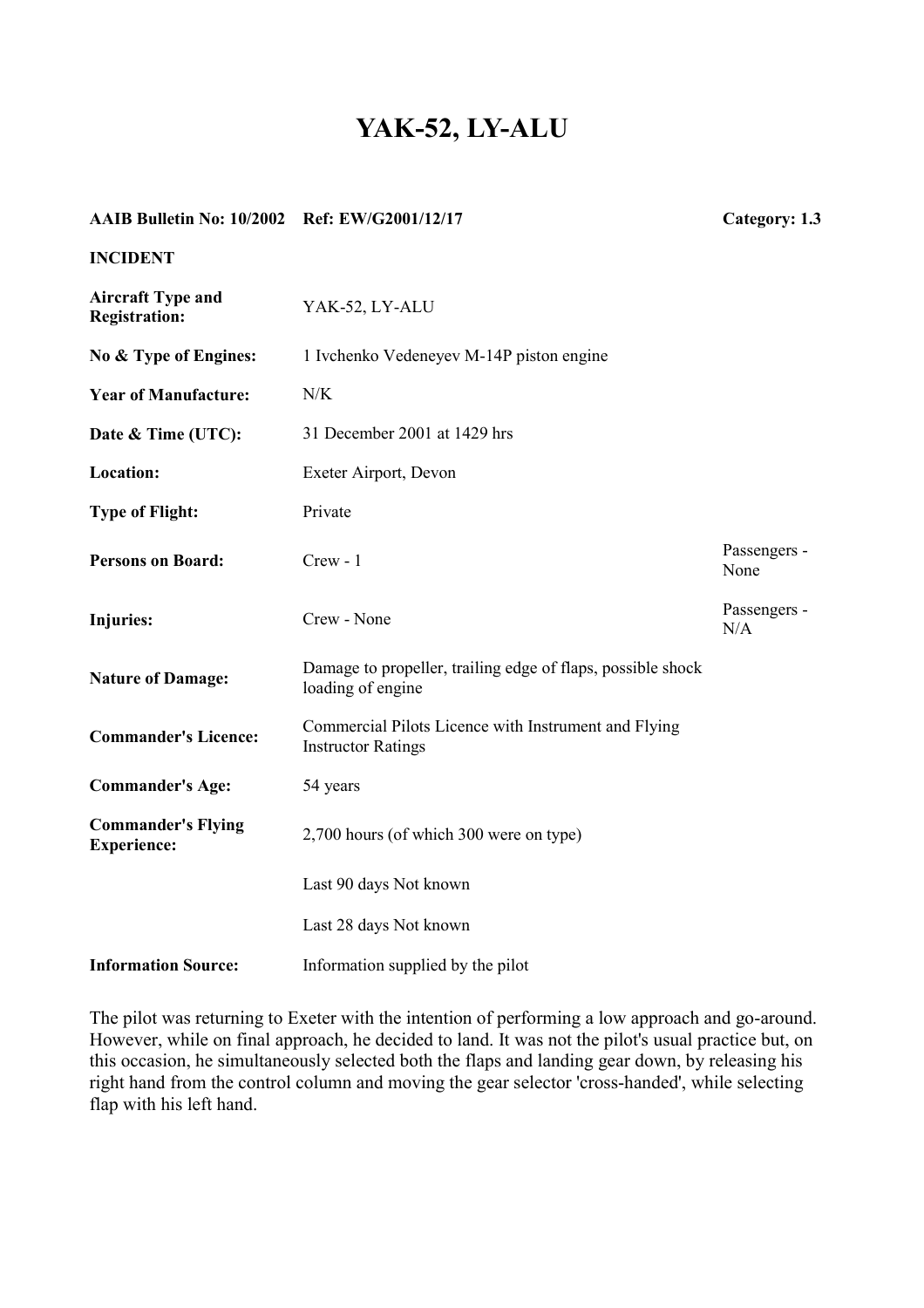# YAK-52, LY-ALU

| AAIB Bulletin No: 10/2002 | Ref: EW/G2001/12/17 | Category: 1.3 |
|---|---|---|

**INCIDENT**

| | | |
|---|---|---|
| **Aircraft Type and Registration:** | YAK-52, LY-ALU | |
| **No & Type of Engines:** | 1 Ivchenko Vedeneyev M-14P piston engine | |
| **Year of Manufacture:** | N/K | |
| **Date & Time (UTC):** | 31 December 2001 at 1429 hrs | |
| **Location:** | Exeter Airport, Devon | |
| **Type of Flight:** | Private | |
| **Persons on Board:** | Crew - 1 | Passengers - None |
| **Injuries:** | Crew - None | Passengers - N/A |
| **Nature of Damage:** | Damage to propeller, trailing edge of flaps, possible shock loading of engine | |
| **Commander's Licence:** | Commercial Pilots Licence with Instrument and Flying Instructor Ratings | |
| **Commander's Age:** | 54 years | |
| **Commander's Flying Experience:** | 2,700 hours (of which 300 were on type) | |
| | Last 90 days Not known | |
| | Last 28 days Not known | |
| **Information Source:** | Information supplied by the pilot | |

The pilot was returning to Exeter with the intention of performing a low approach and go-around. However, while on final approach, he decided to land. It was not the pilot's usual practice but, on this occasion, he simultaneously selected both the flaps and landing gear down, by releasing his right hand from the control column and moving the gear selector 'cross-handed', while selecting flap with his left hand.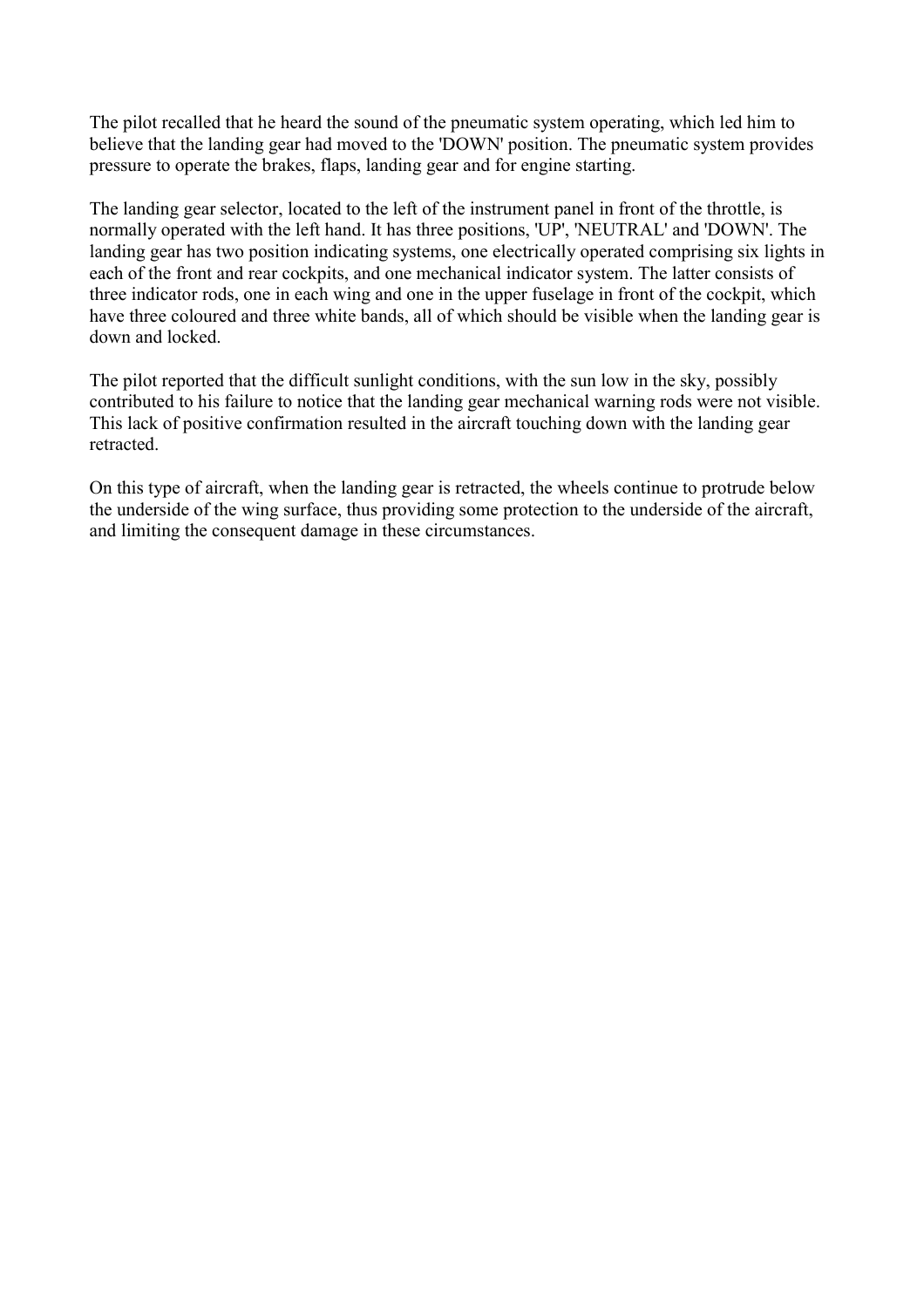The pilot recalled that he heard the sound of the pneumatic system operating, which led him to believe that the landing gear had moved to the 'DOWN' position. The pneumatic system provides pressure to operate the brakes, flaps, landing gear and for engine starting.

The landing gear selector, located to the left of the instrument panel in front of the throttle, is normally operated with the left hand. It has three positions, 'UP', 'NEUTRAL' and 'DOWN'. The landing gear has two position indicating systems, one electrically operated comprising six lights in each of the front and rear cockpits, and one mechanical indicator system. The latter consists of three indicator rods, one in each wing and one in the upper fuselage in front of the cockpit, which have three coloured and three white bands, all of which should be visible when the landing gear is down and locked.

The pilot reported that the difficult sunlight conditions, with the sun low in the sky, possibly contributed to his failure to notice that the landing gear mechanical warning rods were not visible. This lack of positive confirmation resulted in the aircraft touching down with the landing gear retracted.

On this type of aircraft, when the landing gear is retracted, the wheels continue to protrude below the underside of the wing surface, thus providing some protection to the underside of the aircraft, and limiting the consequent damage in these circumstances.